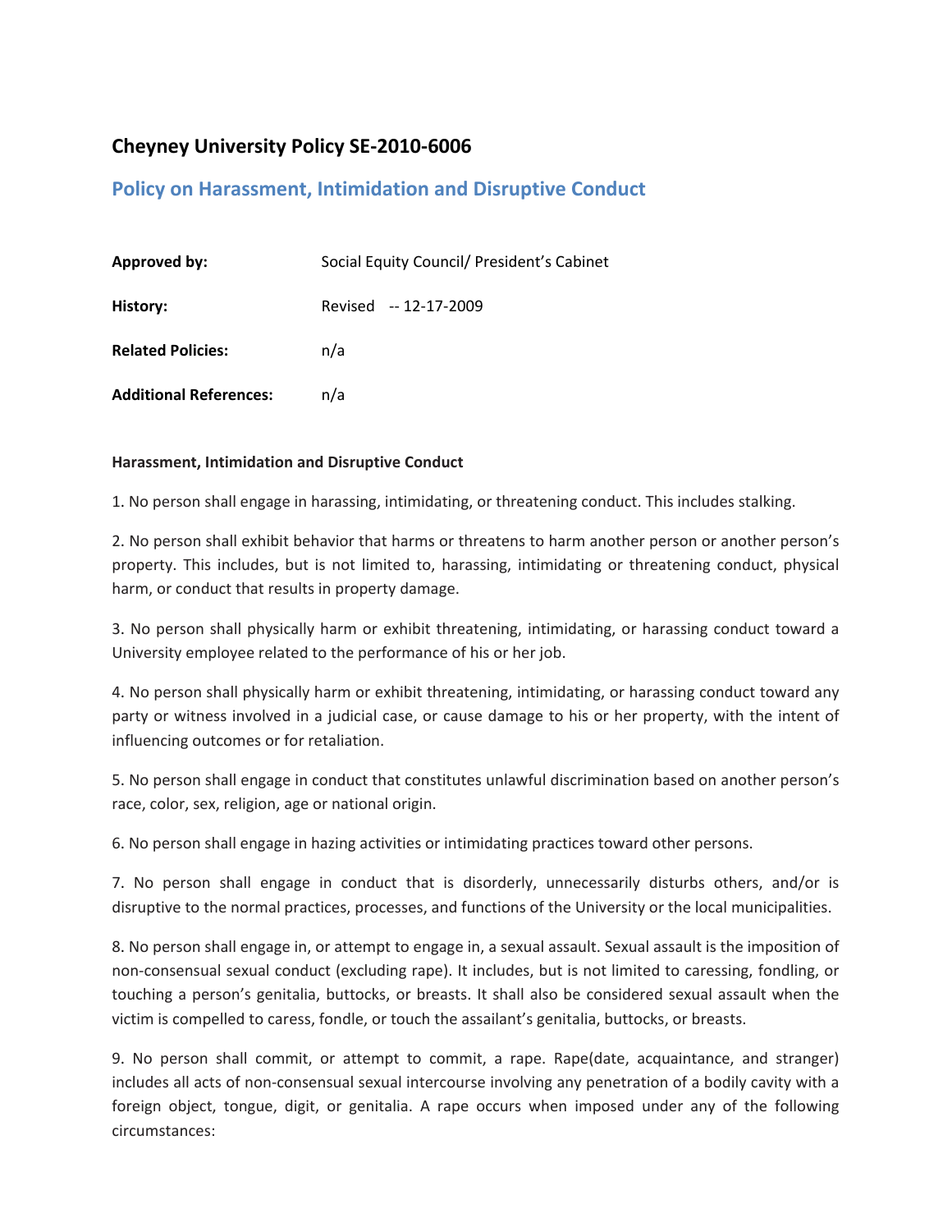# Cheyney University Policy SE-2010-6006

## Policy on Harassment, Intimidation and Disruptive Conduct

| | |
|---|---|
| **Approved by:** | Social Equity Council/ President's Cabinet |
| **History:** | Revised -- 12-17-2009 |
| **Related Policies:** | n/a |
| **Additional References:** | n/a |

**Harassment, Intimidation and Disruptive Conduct**

1. No person shall engage in harassing, intimidating, or threatening conduct. This includes stalking.

2. No person shall exhibit behavior that harms or threatens to harm another person or another person's property. This includes, but is not limited to, harassing, intimidating or threatening conduct, physical harm, or conduct that results in property damage.

3. No person shall physically harm or exhibit threatening, intimidating, or harassing conduct toward a University employee related to the performance of his or her job.

4. No person shall physically harm or exhibit threatening, intimidating, or harassing conduct toward any party or witness involved in a judicial case, or cause damage to his or her property, with the intent of influencing outcomes or for retaliation.

5. No person shall engage in conduct that constitutes unlawful discrimination based on another person's race, color, sex, religion, age or national origin.

6. No person shall engage in hazing activities or intimidating practices toward other persons.

7. No person shall engage in conduct that is disorderly, unnecessarily disturbs others, and/or is disruptive to the normal practices, processes, and functions of the University or the local municipalities.

8. No person shall engage in, or attempt to engage in, a sexual assault. Sexual assault is the imposition of non-consensual sexual conduct (excluding rape). It includes, but is not limited to caressing, fondling, or touching a person's genitalia, buttocks, or breasts. It shall also be considered sexual assault when the victim is compelled to caress, fondle, or touch the assailant's genitalia, buttocks, or breasts.

9. No person shall commit, or attempt to commit, a rape. Rape(date, acquaintance, and stranger) includes all acts of non-consensual sexual intercourse involving any penetration of a bodily cavity with a foreign object, tongue, digit, or genitalia. A rape occurs when imposed under any of the following circumstances: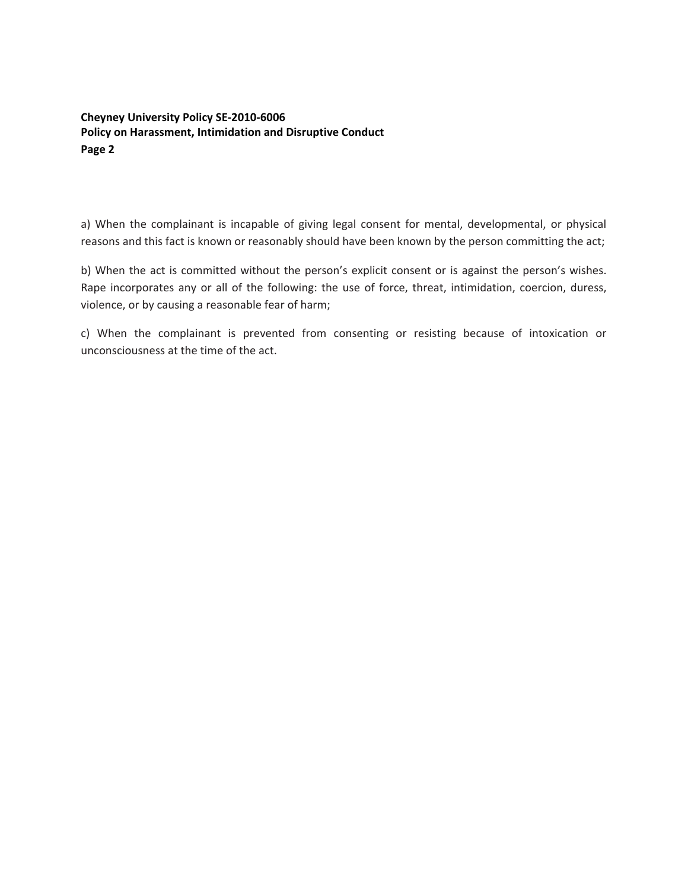a) When the complainant is incapable of giving legal consent for mental, developmental, or physical reasons and this fact is known or reasonably should have been known by the person committing the act;

b) When the act is committed without the person's explicit consent or is against the person's wishes. Rape incorporates any or all of the following: the use of force, threat, intimidation, coercion, duress, violence, or by causing a reasonable fear of harm;

c) When the complainant is prevented from consenting or resisting because of intoxication or unconsciousness at the time of the act.